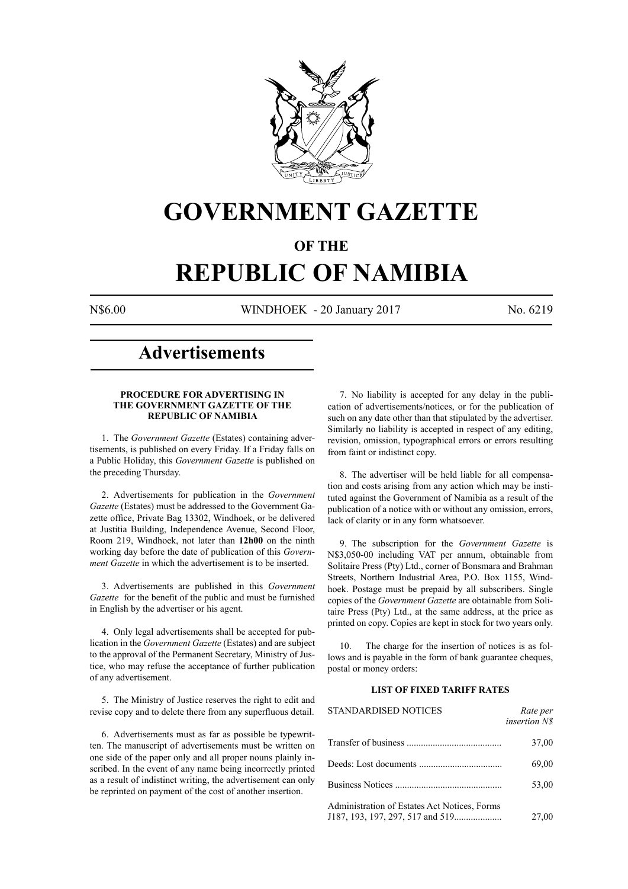# GOVERNMENT GAZETTE

## OF THE

# REPUBLIC OF NAMIBIA

N$6.00 WINDHOEK - 20 January 2017 No. 6219

## Advertisements

### PROCEDURE FOR ADVERTISING IN THE GOVERNMENT GAZETTE OF THE REPUBLIC OF NAMIBIA

1. The *Government Gazette* (Estates) containing advertisements, is published on every Friday. If a Friday falls on a Public Holiday, this *Government Gazette* is published on the preceding Thursday.

2. Advertisements for publication in the *Government Gazette* (Estates) must be addressed to the Government Gazette office, Private Bag 13302, Windhoek, or be delivered at Justitia Building, Independence Avenue, Second Floor, Room 219, Windhoek, not later than **12h00** on the ninth working day before the date of publication of this *Government Gazette* in which the advertisement is to be inserted.

3. Advertisements are published in this *Government Gazette* for the benefit of the public and must be furnished in English by the advertiser or his agent.

4. Only legal advertisements shall be accepted for publication in the *Government Gazette* (Estates) and are subject to the approval of the Permanent Secretary, Ministry of Justice, who may refuse the acceptance of further publication of any advertisement.

5. The Ministry of Justice reserves the right to edit and revise copy and to delete there from any superfluous detail.

6. Advertisements must as far as possible be typewritten. The manuscript of advertisements must be written on one side of the paper only and all proper nouns plainly inscribed. In the event of any name being incorrectly printed as a result of indistinct writing, the advertisement can only be reprinted on payment of the cost of another insertion.

7. No liability is accepted for any delay in the publication of advertisements/notices, or for the publication of such on any date other than that stipulated by the advertiser. Similarly no liability is accepted in respect of any editing, revision, omission, typographical errors or errors resulting from faint or indistinct copy.

8. The advertiser will be held liable for all compensation and costs arising from any action which may be instituted against the Government of Namibia as a result of the publication of a notice with or without any omission, errors, lack of clarity or in any form whatsoever.

9. The subscription for the *Government Gazette* is N$3,050-00 including VAT per annum, obtainable from Solitaire Press (Pty) Ltd., corner of Bonsmara and Brahman Streets, Northern Industrial Area, P.O. Box 1155, Windhoek. Postage must be prepaid by all subscribers. Single copies of the *Government Gazette* are obtainable from Solitaire Press (Pty) Ltd., at the same address, at the price as printed on copy. Copies are kept in stock for two years only.

10. The charge for the insertion of notices is as follows and is payable in the form of bank guarantee cheques, postal or money orders:

### LIST OF FIXED TARIFF RATES

| STANDARDISED NOTICES | *Rate per insertion N$* |
|---|---|
| Transfer of business | 37,00 |
| Deeds: Lost documents | 69,00 |
| Business Notices | 53,00 |
| Administration of Estates Act Notices, Forms J187, 193, 197, 297, 517 and 519 | 27,00 |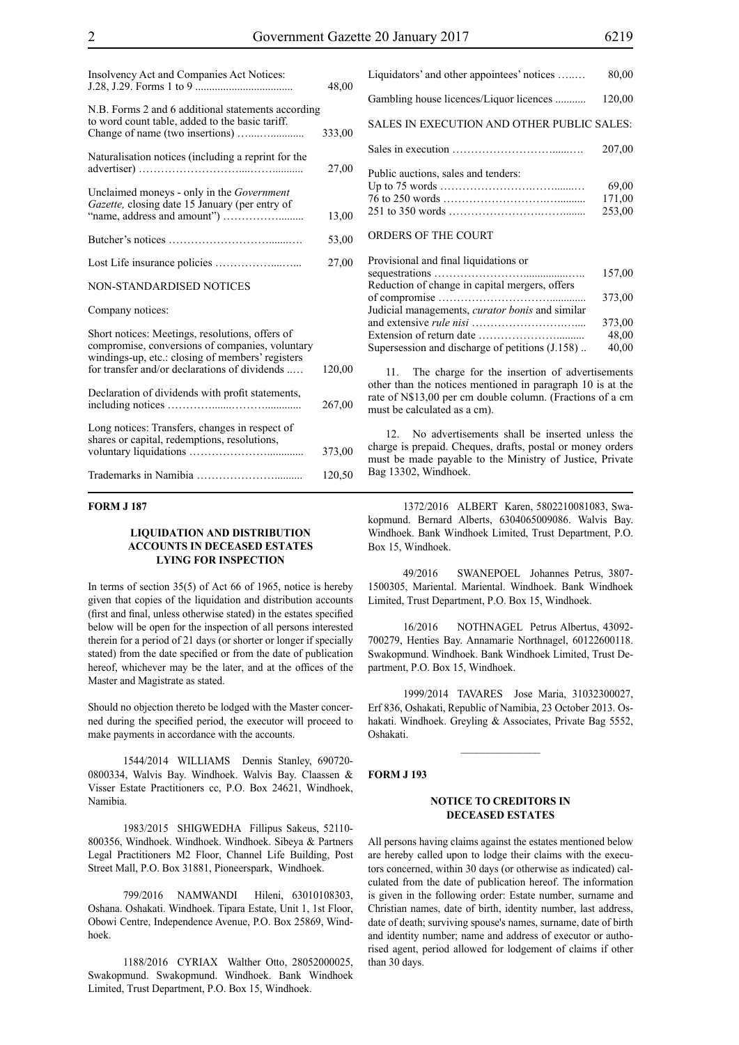| | |
|---|---|
| Insolvency Act and Companies Act Notices: J.28, J.29. Forms 1 to 9 | 48,00 |
| N.B. Forms 2 and 6 additional statements according to word count table, added to the basic tariff. Change of name (two insertions) | 333,00 |
| Naturalisation notices (including a reprint for the advertiser) | 27,00 |
| Unclaimed moneys - only in the *Government Gazette,* closing date 15 January (per entry of "name, address and amount") | 13,00 |
| Butcher's notices | 53,00 |
| Lost Life insurance policies | 27,00 |
| NON-STANDARDISED NOTICES | |
| Company notices: | |
| Short notices: Meetings, resolutions, offers of compromise, conversions of companies, voluntary windings-up, etc.: closing of members' registers for transfer and/or declarations of dividends | 120,00 |
| Declaration of dividends with profit statements, including notices | 267,00 |
| Long notices: Transfers, changes in respect of shares or capital, redemptions, resolutions, voluntary liquidations | 373,00 |
| Trademarks in Namibia | 120,50 |
| Liquidators' and other appointees' notices | 80,00 |
| Gambling house licences/Liquor licences | 120,00 |
| SALES IN EXECUTION AND OTHER PUBLIC SALES: | |
| Sales in execution | 207,00 |
| Public auctions, sales and tenders: | |
| Up to 75 words | 69,00 |
| 76 to 250 words | 171,00 |
| 251 to 350 words | 253,00 |
| ORDERS OF THE COURT | |
| Provisional and final liquidations or sequestrations | 157,00 |
| Reduction of change in capital mergers, offers of compromise | 373,00 |
| Judicial managements, *curator bonis* and similar and extensive *rule nisi* | 373,00 |
| Extension of return date | 48,00 |
| Supersession and discharge of petitions (J.158) | 40,00 |

11. The charge for the insertion of advertisements other than the notices mentioned in paragraph 10 is at the rate of N$13,00 per cm double column. (Fractions of a cm must be calculated as a cm).

12. No advertisements shall be inserted unless the charge is prepaid. Cheques, drafts, postal or money orders must be made payable to the Ministry of Justice, Private Bag 13302, Windhoek.

**FORM J 187**

**LIQUIDATION AND DISTRIBUTION ACCOUNTS IN DECEASED ESTATES LYING FOR INSPECTION**

In terms of section 35(5) of Act 66 of 1965, notice is hereby given that copies of the liquidation and distribution accounts (first and final, unless otherwise stated) in the estates specified below will be open for the inspection of all persons interested therein for a period of 21 days (or shorter or longer if specially stated) from the date specified or from the date of publication hereof, whichever may be the later, and at the offices of the Master and Magistrate as stated.

Should no objection thereto be lodged with the Master concerned during the specified period, the executor will proceed to make payments in accordance with the accounts.

1544/2014 WILLIAMS Dennis Stanley, 690720-0800334, Walvis Bay. Windhoek. Walvis Bay. Claassen & Visser Estate Practitioners cc, P.O. Box 24621, Windhoek, Namibia.

1983/2015 SHIGWEDHA Fillipus Sakeus, 52110-800356, Windhoek. Windhoek. Windhoek. Sibeya & Partners Legal Practitioners M2 Floor, Channel Life Building, Post Street Mall, P.O. Box 31881, Pioneerspark, Windhoek.

799/2016 NAMWANDI Hileni, 63010108303, Oshana. Oshakati. Windhoek. Tipara Estate, Unit 1, 1st Floor, Obowi Centre, Independence Avenue, P.O. Box 25869, Windhoek.

1188/2016 CYRIAX Walther Otto, 28052000025, Swakopmund. Swakopmund. Windhoek. Bank Windhoek Limited, Trust Department, P.O. Box 15, Windhoek.

1372/2016 ALBERT Karen, 5802210081083, Swakopmund. Bernard Alberts, 6304065009086. Walvis Bay. Windhoek. Bank Windhoek Limited, Trust Department, P.O. Box 15, Windhoek.

49/2016 SWANEPOEL Johannes Petrus, 3807-1500305, Mariental. Mariental. Windhoek. Bank Windhoek Limited, Trust Department, P.O. Box 15, Windhoek.

16/2016 NOTHNAGEL Petrus Albertus, 43092-700279, Henties Bay. Annamarie Northnagel, 60122600118. Swakopmund. Windhoek. Bank Windhoek Limited, Trust Department, P.O. Box 15, Windhoek.

1999/2014 TAVARES Jose Maria, 31032300027, Erf 836, Oshakati, Republic of Namibia, 23 October 2013. Oshakati. Windhoek. Greyling & Associates, Private Bag 5552, Oshakati.

---

**FORM J 193**

**NOTICE TO CREDITORS IN DECEASED ESTATES**

All persons having claims against the estates mentioned below are hereby called upon to lodge their claims with the executors concerned, within 30 days (or otherwise as indicated) calculated from the date of publication hereof. The information is given in the following order: Estate number, surname and Christian names, date of birth, identity number, last address, date of death; surviving spouse's names, surname, date of birth and identity number; name and address of executor or authorised agent, period allowed for lodgement of claims if other than 30 days.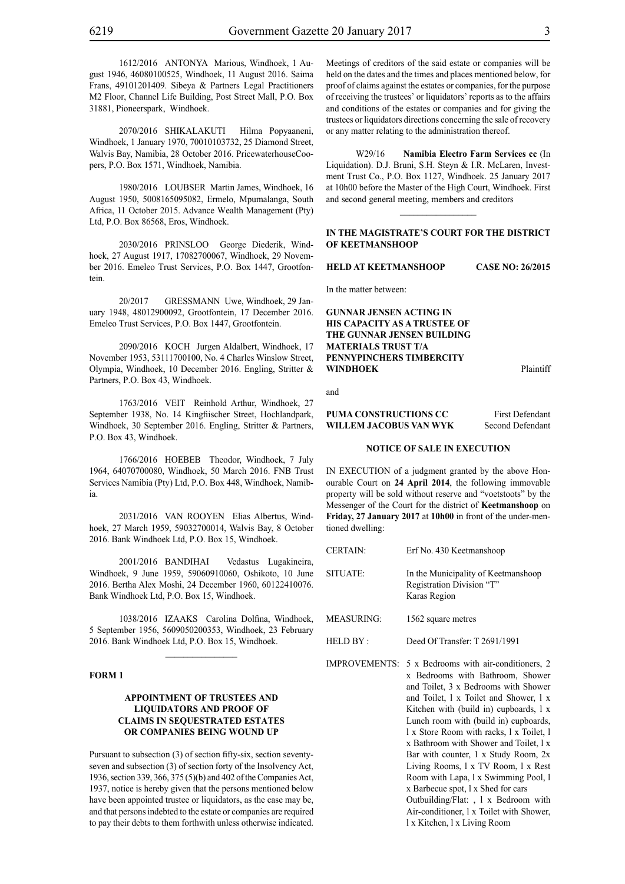1612/2016 ANTONYA Marious, Windhoek, 1 August 1946, 46080100525, Windhoek, 11 August 2016. Saima Frans, 49101201409. Sibeya & Partners Legal Practitioners M2 Floor, Channel Life Building, Post Street Mall, P.O. Box 31881, Pioneerspark, Windhoek.

2070/2016 SHIKALAKUTI Hilma Popyaaneni, Windhoek, 1 January 1970, 70010103732, 25 Diamond Street, Walvis Bay, Namibia, 28 October 2016. PricewaterhouseCoopers, P.O. Box 1571, Windhoek, Namibia.

1980/2016 LOUBSER Martin James, Windhoek, 16 August 1950, 5008165095082, Ermelo, Mpumalanga, South Africa, 11 October 2015. Advance Wealth Management (Pty) Ltd, P.O. Box 86568, Eros, Windhoek.

2030/2016 PRINSLOO George Diederik, Windhoek, 27 August 1917, 17082700067, Windhoek, 29 November 2016. Emeleo Trust Services, P.O. Box 1447, Grootfontein.

20/2017 GRESSMANN Uwe, Windhoek, 29 January 1948, 48012900092, Grootfontein, 17 December 2016. Emeleo Trust Services, P.O. Box 1447, Grootfontein.

2090/2016 KOCH Jurgen Aldalbert, Windhoek, 17 November 1953, 53111700100, No. 4 Charles Winslow Street, Olympia, Windhoek, 10 December 2016. Engling, Stritter & Partners, P.O. Box 43, Windhoek.

1763/2016 VEIT Reinhold Arthur, Windhoek, 27 September 1938, No. 14 Kingfiischer Street, Hochlandpark, Windhoek, 30 September 2016. Engling, Stritter & Partners, P.O. Box 43, Windhoek.

1766/2016 HOEBEB Theodor, Windhoek, 7 July 1964, 64070700080, Windhoek, 50 March 2016. FNB Trust Services Namibia (Pty) Ltd, P.O. Box 448, Windhoek, Namibia.

2031/2016 VAN ROOYEN Elias Albertus, Windhoek, 27 March 1959, 59032700014, Walvis Bay, 8 October 2016. Bank Windhoek Ltd, P.O. Box 15, Windhoek.

2001/2016 BANDIHAI Vedastus Lugakineira, Windhoek, 9 June 1959, 59060910060, Oshikoto, 10 June 2016. Bertha Alex Moshi, 24 December 1960, 60122410076. Bank Windhoek Ltd, P.O. Box 15, Windhoek.

1038/2016 IZAAKS Carolina Dolfina, Windhoek, 5 September 1956, 5609050200353, Windhoek, 23 February 2016. Bank Windhoek Ltd, P.O. Box 15, Windhoek.

---

**FORM 1**

**APPOINTMENT OF TRUSTEES AND LIQUIDATORS AND PROOF OF CLAIMS IN SEQUESTRATED ESTATES OR COMPANIES BEING WOUND UP**

Pursuant to subsection (3) of section fifty-six, section seventy-seven and subsection (3) of section forty of the Insolvency Act, 1936, section 339, 366, 375 (5)(b) and 402 of the Companies Act, 1937, notice is hereby given that the persons mentioned below have been appointed trustee or liquidators, as the case may be, and that persons indebted to the estate or companies are required to pay their debts to them forthwith unless otherwise indicated.

Meetings of creditors of the said estate or companies will be held on the dates and the times and places mentioned below, for proof of claims against the estates or companies, for the purpose of receiving the trustees' or liquidators' reports as to the affairs and conditions of the estates or companies and for giving the trustees or liquidators directions concerning the sale of recovery or any matter relating to the administration thereof.

W29/16 **Namibia Electro Farm Services cc** (In Liquidation). D.J. Bruni, S.H. Steyn & I.R. McLaren, Investment Trust Co., P.O. Box 1127, Windhoek. 25 January 2017 at 10h00 before the Master of the High Court, Windhoek. First and second general meeting, members and creditors

---

**IN THE MAGISTRATE'S COURT FOR THE DISTRICT OF KEETMANSHOOP**

**HELD AT KEETMANSHOOP CASE NO: 26/2015**

In the matter between:

**GUNNAR JENSEN ACTING IN HIS CAPACITY AS A TRUSTEE OF THE GUNNAR JENSEN BUILDING MATERIALS TRUST T/A PENNYPINCHERS TIMBERCITY WINDHOEK** Plaintiff

and

**PUMA CONSTRUCTIONS CC** First Defendant
**WILLEM JACOBUS VAN WYK** Second Defendant

**NOTICE OF SALE IN EXECUTION**

IN EXECUTION of a judgment granted by the above Honourable Court on **24 April 2014**, the following immovable property will be sold without reserve and "voetstoots" by the Messenger of the Court for the district of **Keetmanshoop** on **Friday, 27 January 2017** at **10h00** in front of the under-mentioned dwelling:

| | |
|---|---|
| CERTAIN: | Erf No. 430 Keetmanshoop |
| SITUATE: | In the Municipality of Keetmanshoop Registration Division "T" Karas Region |
| MEASURING: | 1562 square metres |
| HELD BY : | Deed Of Transfer: T 2691/1991 |
| IMPROVEMENTS: | 5 x Bedrooms with air-conditioners, 2 x Bedrooms with Bathroom, Shower and Toilet, 3 x Bedrooms with Shower and Toilet, 1 x Toilet and Shower, 1 x Kitchen with (build in) cupboards, 1 x Lunch room with (build in) cupboards, 1 x Store Room with racks, 1 x Toilet, 1 x Bathroom with Shower and Toilet, 1 x Bar with counter, 1 x Study Room, 2x Living Rooms, 1 x TV Room, 1 x Rest Room with Lapa, 1 x Swimming Pool, 1 x Barbecue spot, 1 x Shed for cars<br>Outbuilding/Flat: , 1 x Bedroom with Air-conditioner, 1 x Toilet with Shower, 1 x Kitchen, 1 x Living Room |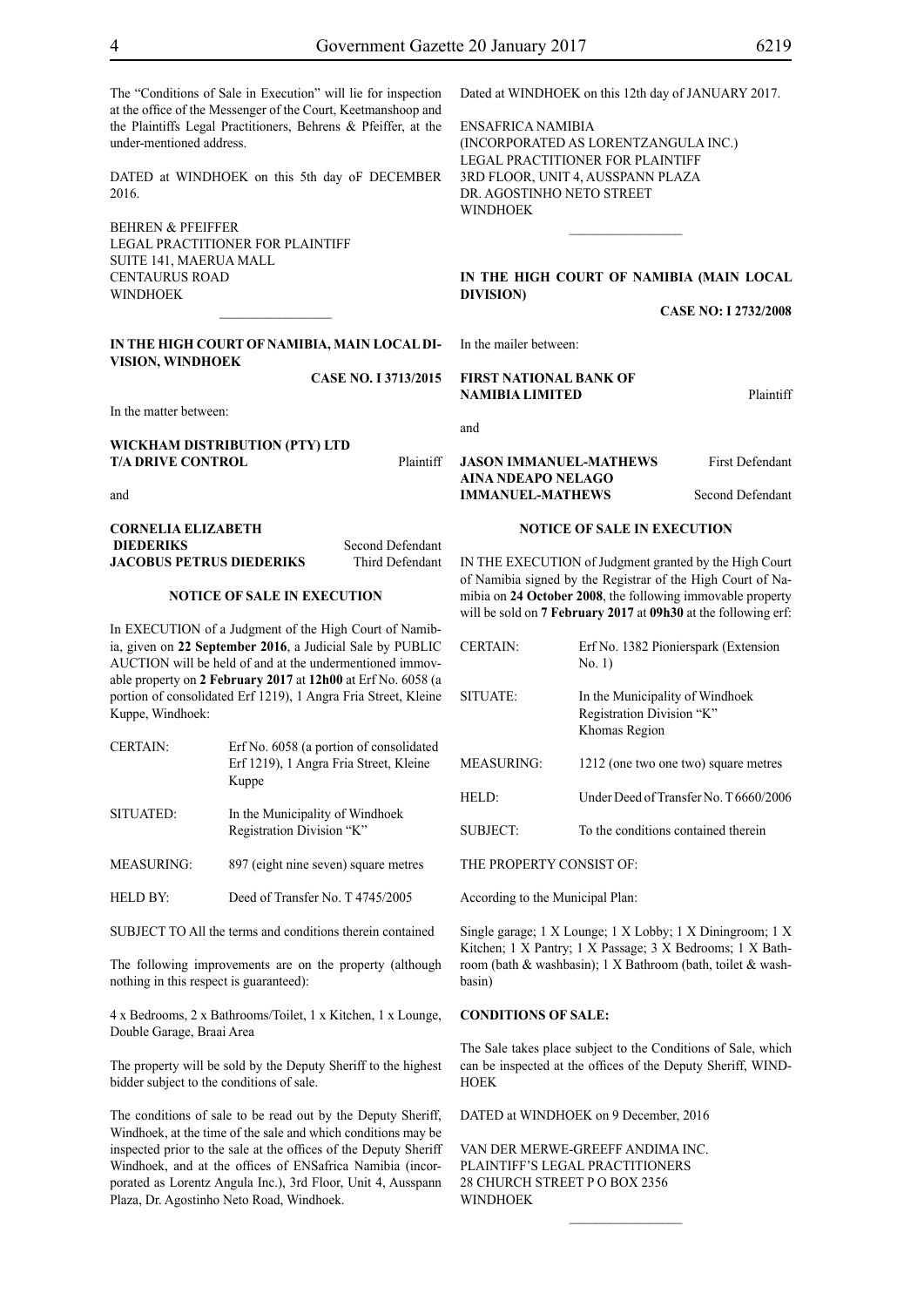The "Conditions of Sale in Execution" will lie for inspection at the office of the Messenger of the Court, Keetmanshoop and the Plaintiffs Legal Practitioners, Behrens & Pfeiffer, at the under-mentioned address.

DATED at WINDHOEK on this 5th day oF DECEMBER 2016.

BEHREN & PFEIFFER
LEGAL PRACTITIONER FOR PLAINTIFF
SUITE 141, MAERUA MALL
CENTAURUS ROAD
WINDHOEK

---

**IN THE HIGH COURT OF NAMIBIA, MAIN LOCAL DIVISION, WINDHOEK**

**CASE NO. I 3713/2015**

In the matter between:

**WICKHAM DISTRIBUTION (PTY) LTD T/A DRIVE CONTROL** Plaintiff

and

**CORNELIA ELIZABETH DIEDERIKS** Second Defendant
**JACOBUS PETRUS DIEDERIKS** Third Defendant

**NOTICE OF SALE IN EXECUTION**

In EXECUTION of a Judgment of the High Court of Namibia, given on **22 September 2016**, a Judicial Sale by PUBLIC AUCTION will be held of and at the undermentioned immovable property on **2 February 2017** at **12h00** at Erf No. 6058 (a portion of consolidated Erf 1219), 1 Angra Fria Street, Kleine Kuppe, Windhoek:

| | |
|---|---|
| CERTAIN: | Erf No. 6058 (a portion of consolidated Erf 1219), 1 Angra Fria Street, Kleine Kuppe |
| SITUATED: | In the Municipality of Windhoek Registration Division "K" |
| MEASURING: | 897 (eight nine seven) square metres |
| HELD BY: | Deed of Transfer No. T 4745/2005 |

SUBJECT TO All the terms and conditions therein contained

The following improvements are on the property (although nothing in this respect is guaranteed):

4 x Bedrooms, 2 x Bathrooms/Toilet, 1 x Kitchen, 1 x Lounge, Double Garage, Braai Area

The property will be sold by the Deputy Sheriff to the highest bidder subject to the conditions of sale.

The conditions of sale to be read out by the Deputy Sheriff, Windhoek, at the time of the sale and which conditions may be inspected prior to the sale at the offices of the Deputy Sheriff Windhoek, and at the offices of ENSafrica Namibia (incorporated as Lorentz Angula Inc.), 3rd Floor, Unit 4, Ausspann Plaza, Dr. Agostinho Neto Road, Windhoek.

Dated at WINDHOEK on this 12th day of JANUARY 2017.

ENSAFRICA NAMIBIA
(INCORPORATED AS LORENTZANGULA INC.)
LEGAL PRACTITIONER FOR PLAINTIFF
3RD FLOOR, UNIT 4, AUSSPANN PLAZA
DR. AGOSTINHO NETO STREET
WINDHOEK

---

**IN THE HIGH COURT OF NAMIBIA (MAIN LOCAL DIVISION)**

**CASE NO: I 2732/2008**

In the mailer between:

**FIRST NATIONAL BANK OF NAMIBIA LIMITED** Plaintiff

and

**JASON IMMANUEL-MATHEWS** First Defendant
**AINA NDEAPO NELAGO IMMANUEL-MATHEWS** Second Defendant

**NOTICE OF SALE IN EXECUTION**

IN THE EXECUTION of Judgment granted by the High Court of Namibia signed by the Registrar of the High Court of Namibia on **24 October 2008**, the following immovable property will be sold on **7 February 2017** at **09h30** at the following erf:

| | |
|---|---|
| CERTAIN: | Erf No. 1382 Pionierspark (Extension No. 1) |
| SITUATE: | In the Municipality of Windhoek Registration Division "K" Khomas Region |
| MEASURING: | 1212 (one two one two) square metres |
| HELD: | Under Deed of Transfer No. T 6660/2006 |
| SUBJECT: | To the conditions contained therein |

THE PROPERTY CONSIST OF:

According to the Municipal Plan:

Single garage; 1 X Lounge; 1 X Lobby; 1 X Diningroom; 1 X Kitchen; 1 X Pantry; 1 X Passage; 3 X Bedrooms; 1 X Bathroom (bath & washbasin); 1 X Bathroom (bath, toilet & washbasin)

**CONDITIONS OF SALE:**

The Sale takes place subject to the Conditions of Sale, which can be inspected at the offices of the Deputy Sheriff, WINDHOEK

DATED at WINDHOEK on 9 December, 2016

VAN DER MERWE-GREEFF ANDIMA INC.
PLAINTIFF'S LEGAL PRACTITIONERS
28 CHURCH STREET P O BOX 2356
WINDHOEK

---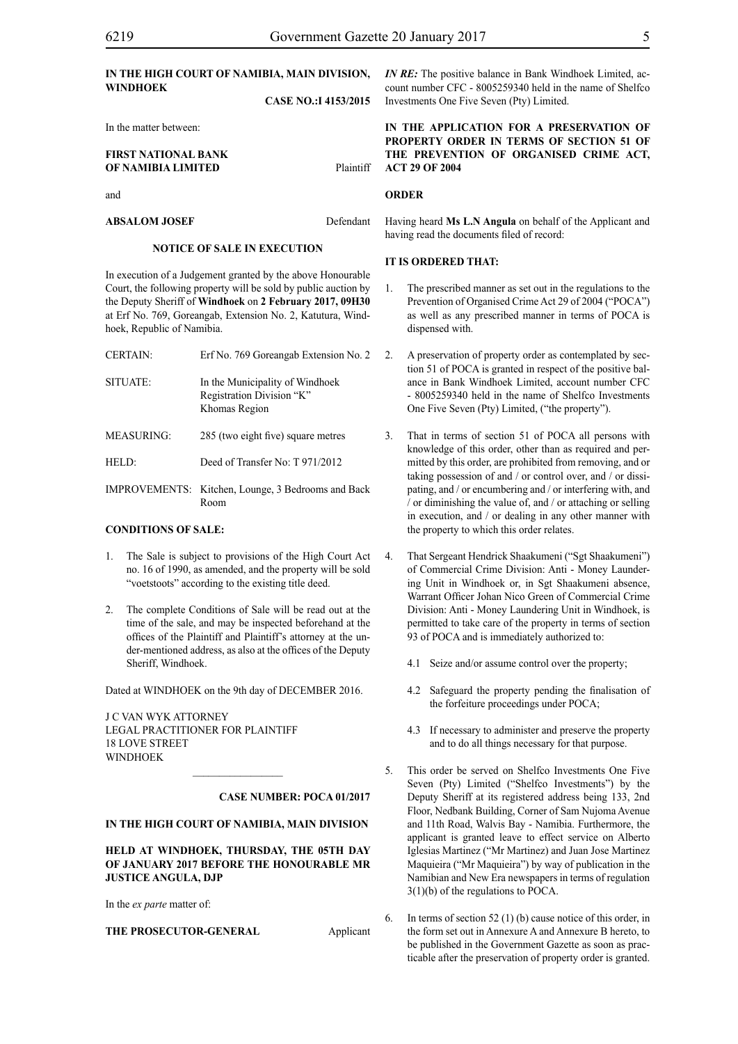**IN THE HIGH COURT OF NAMIBIA, MAIN DIVISION, WINDHOEK**

**CASE NO.:I 4153/2015**

In the matter between:

**FIRST NATIONAL BANK OF NAMIBIA LIMITED** Plaintiff

and

**ABSALOM JOSEF** Defendant

**NOTICE OF SALE IN EXECUTION**

In execution of a Judgement granted by the above Honourable Court, the following property will be sold by public auction by the Deputy Sheriff of **Windhoek** on **2 February 2017, 09H30** at Erf No. 769, Goreangab, Extension No. 2, Katutura, Windhoek, Republic of Namibia.

| | |
|---|---|
| CERTAIN: | Erf No. 769 Goreangab Extension No. 2 |
| SITUATE: | In the Municipality of Windhoek Registration Division "K" Khomas Region |
| MEASURING: | 285 (two eight five) square metres |
| HELD: | Deed of Transfer No: T 971/2012 |
| IMPROVEMENTS: | Kitchen, Lounge, 3 Bedrooms and Back Room |

**CONDITIONS OF SALE:**

1. The Sale is subject to provisions of the High Court Act no. 16 of 1990, as amended, and the property will be sold "voetstoots" according to the existing title deed.

2. The complete Conditions of Sale will be read out at the time of the sale, and may be inspected beforehand at the offices of the Plaintiff and Plaintiff's attorney at the under-mentioned address, as also at the offices of the Deputy Sheriff, Windhoek.

Dated at WINDHOEK on the 9th day of DECEMBER 2016.

J C VAN WYK ATTORNEY
LEGAL PRACTITIONER FOR PLAINTIFF
18 LOVE STREET
WINDHOEK

---

**CASE NUMBER: POCA 01/2017**

**IN THE HIGH COURT OF NAMIBIA, MAIN DIVISION**

**HELD AT WINDHOEK, THURSDAY, THE 05TH DAY OF JANUARY 2017 BEFORE THE HONOURABLE MR JUSTICE ANGULA, DJP**

In the *ex parte* matter of:

**THE PROSECUTOR-GENERAL** Applicant

***IN RE:*** The positive balance in Bank Windhoek Limited, account number CFC - 8005259340 held in the name of Shelfco Investments One Five Seven (Pty) Limited.

**IN THE APPLICATION FOR A PRESERVATION OF PROPERTY ORDER IN TERMS OF SECTION 51 OF THE PREVENTION OF ORGANISED CRIME ACT, ACT 29 OF 2004**

**ORDER**

Having heard **Ms L.N Angula** on behalf of the Applicant and having read the documents filed of record:

**IT IS ORDERED THAT:**

1. The prescribed manner as set out in the regulations to the Prevention of Organised Crime Act 29 of 2004 ("POCA") as well as any prescribed manner in terms of POCA is dispensed with.

2. A preservation of property order as contemplated by section 51 of POCA is granted in respect of the positive balance in Bank Windhoek Limited, account number CFC - 8005259340 held in the name of Shelfco Investments One Five Seven (Pty) Limited, ("the property").

3. That in terms of section 51 of POCA all persons with knowledge of this order, other than as required and permitted by this order, are prohibited from removing, and or taking possession of and / or control over, and / or dissipating, and / or encumbering and / or interfering with, and / or diminishing the value of, and / or attaching or selling in execution, and / or dealing in any other manner with the property to which this order relates.

4. That Sergeant Hendrick Shaakumeni ("Sgt Shaakumeni") of Commercial Crime Division: Anti - Money Laundering Unit in Windhoek or, in Sgt Shaakumeni absence, Warrant Officer Johan Nico Green of Commercial Crime Division: Anti - Money Laundering Unit in Windhoek, is permitted to take care of the property in terms of section 93 of POCA and is immediately authorized to:

   4.1 Seize and/or assume control over the property;

   4.2 Safeguard the property pending the finalisation of the forfeiture proceedings under POCA;

   4.3 If necessary to administer and preserve the property and to do all things necessary for that purpose.

5. This order be served on Shelfco Investments One Five Seven (Pty) Limited ("Shelfco Investments") by the Deputy Sheriff at its registered address being 133, 2nd Floor, Nedbank Building, Corner of Sam Nujoma Avenue and 11th Road, Walvis Bay - Namibia. Furthermore, the applicant is granted leave to effect service on Alberto Iglesias Martinez ("Mr Martinez) and Juan Jose Martinez Maquieira ("Mr Maquieira") by way of publication in the Namibian and New Era newspapers in terms of regulation 3(1)(b) of the regulations to POCA.

6. In terms of section 52 (1) (b) cause notice of this order, in the form set out in Annexure A and Annexure B hereto, to be published in the Government Gazette as soon as practicable after the preservation of property order is granted.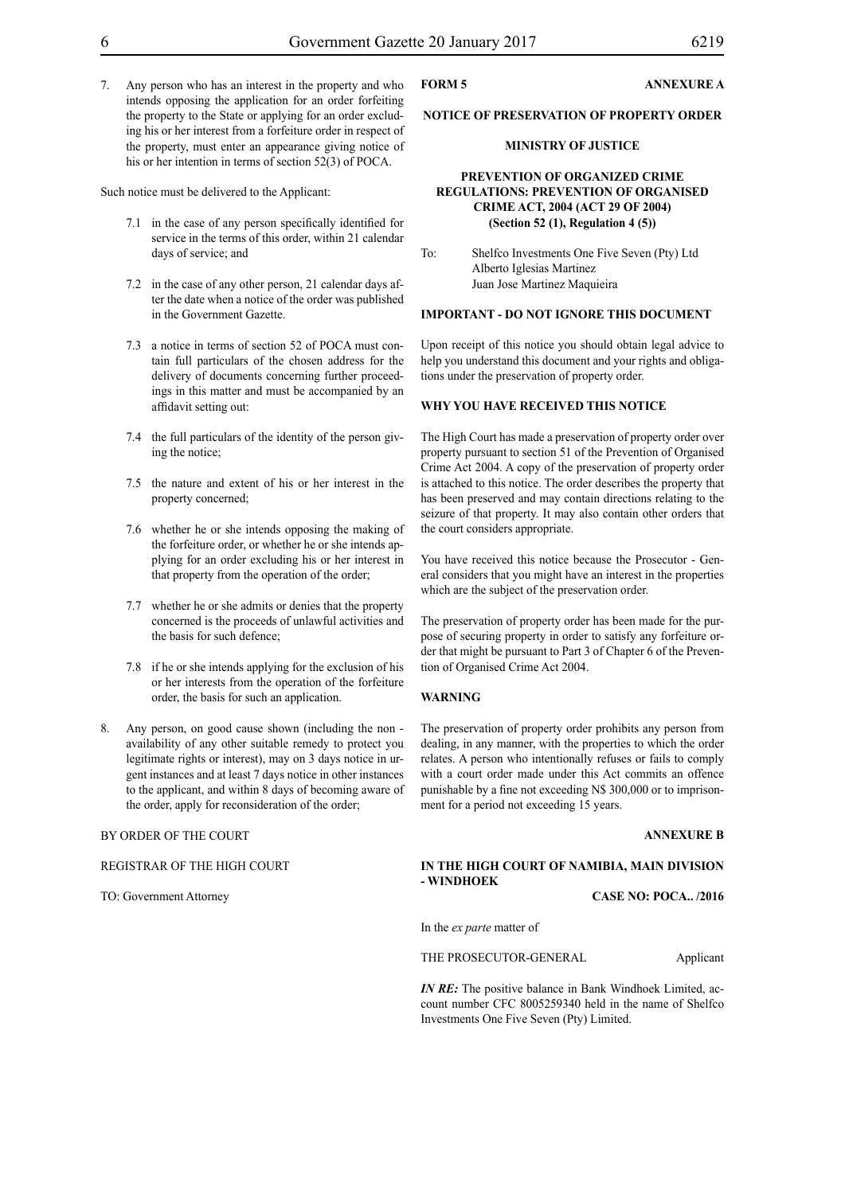7. Any person who has an interest in the property and who intends opposing the application for an order forfeiting the property to the State or applying for an order excluding his or her interest from a forfeiture order in respect of the property, must enter an appearance giving notice of his or her intention in terms of section 52(3) of POCA.

Such notice must be delivered to the Applicant:

7.1 in the case of any person specifically identified for service in the terms of this order, within 21 calendar days of service; and

7.2 in the case of any other person, 21 calendar days after the date when a notice of the order was published in the Government Gazette.

7.3 a notice in terms of section 52 of POCA must contain full particulars of the chosen address for the delivery of documents concerning further proceedings in this matter and must be accompanied by an affidavit setting out:

7.4 the full particulars of the identity of the person giving the notice;

7.5 the nature and extent of his or her interest in the property concerned;

7.6 whether he or she intends opposing the making of the forfeiture order, or whether he or she intends applying for an order excluding his or her interest in that property from the operation of the order;

7.7 whether he or she admits or denies that the property concerned is the proceeds of unlawful activities and the basis for such defence;

7.8 if he or she intends applying for the exclusion of his or her interests from the operation of the forfeiture order, the basis for such an application.

8. Any person, on good cause shown (including the non - availability of any other suitable remedy to protect you legitimate rights or interest), may on 3 days notice in urgent instances and at least 7 days notice in other instances to the applicant, and within 8 days of becoming aware of the order, apply for reconsideration of the order;

BY ORDER OF THE COURT

REGISTRAR OF THE HIGH COURT

TO: Government Attorney

**FORM 5** **ANNEXURE A**

**NOTICE OF PRESERVATION OF PROPERTY ORDER**

**MINISTRY OF JUSTICE**

**PREVENTION OF ORGANIZED CRIME REGULATIONS: PREVENTION OF ORGANISED CRIME ACT, 2004 (ACT 29 OF 2004) (Section 52 (1), Regulation 4 (5))**

To: Shelfco Investments One Five Seven (Pty) Ltd
Alberto Iglesias Martinez
Juan Jose Martinez Maquieira

**IMPORTANT - DO NOT IGNORE THIS DOCUMENT**

Upon receipt of this notice you should obtain legal advice to help you understand this document and your rights and obligations under the preservation of property order.

**WHY YOU HAVE RECEIVED THIS NOTICE**

The High Court has made a preservation of property order over property pursuant to section 51 of the Prevention of Organised Crime Act 2004. A copy of the preservation of property order is attached to this notice. The order describes the property that has been preserved and may contain directions relating to the seizure of that property. It may also contain other orders that the court considers appropriate.

You have received this notice because the Prosecutor - General considers that you might have an interest in the properties which are the subject of the preservation order.

The preservation of property order has been made for the purpose of securing property in order to satisfy any forfeiture order that might be pursuant to Part 3 of Chapter 6 of the Prevention of Organised Crime Act 2004.

**WARNING**

The preservation of property order prohibits any person from dealing, in any manner, with the properties to which the order relates. A person who intentionally refuses or fails to comply with a court order made under this Act commits an offence punishable by a fine not exceeding N$ 300,000 or to imprisonment for a period not exceeding 15 years.

**ANNEXURE B**

**IN THE HIGH COURT OF NAMIBIA, MAIN DIVISION - WINDHOEK**

**CASE NO: POCA.. /2016**

In the *ex parte* matter of

THE PROSECUTOR-GENERAL Applicant

***IN RE:*** The positive balance in Bank Windhoek Limited, account number CFC 8005259340 held in the name of Shelfco Investments One Five Seven (Pty) Limited.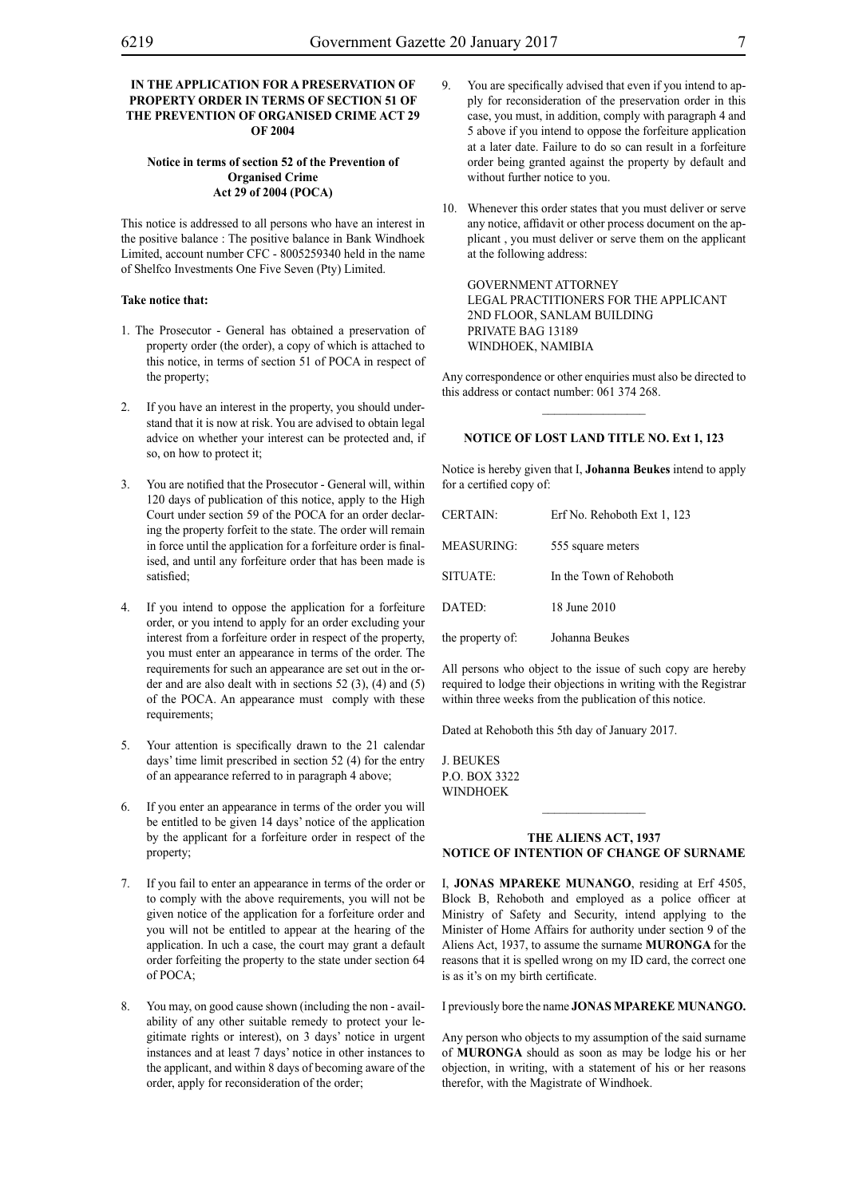**IN THE APPLICATION FOR A PRESERVATION OF PROPERTY ORDER IN TERMS OF SECTION 51 OF THE PREVENTION OF ORGANISED CRIME ACT 29 OF 2004**

**Notice in terms of section 52 of the Prevention of Organised Crime Act 29 of 2004 (POCA)**

This notice is addressed to all persons who have an interest in the positive balance : The positive balance in Bank Windhoek Limited, account number CFC - 8005259340 held in the name of Shelfco Investments One Five Seven (Pty) Limited.

**Take notice that:**

1. The Prosecutor - General has obtained a preservation of property order (the order), a copy of which is attached to this notice, in terms of section 51 of POCA in respect of the property;

2. If you have an interest in the property, you should understand that it is now at risk. You are advised to obtain legal advice on whether your interest can be protected and, if so, on how to protect it;

3. You are notified that the Prosecutor - General will, within 120 days of publication of this notice, apply to the High Court under section 59 of the POCA for an order declaring the property forfeit to the state. The order will remain in force until the application for a forfeiture order is finalised, and until any forfeiture order that has been made is satisfied;

4. If you intend to oppose the application for a forfeiture order, or you intend to apply for an order excluding your interest from a forfeiture order in respect of the property, you must enter an appearance in terms of the order. The requirements for such an appearance are set out in the order and are also dealt with in sections 52 (3), (4) and (5) of the POCA. An appearance must comply with these requirements;

5. Your attention is specifically drawn to the 21 calendar days' time limit prescribed in section 52 (4) for the entry of an appearance referred to in paragraph 4 above;

6. If you enter an appearance in terms of the order you will be entitled to be given 14 days' notice of the application by the applicant for a forfeiture order in respect of the property;

7. If you fail to enter an appearance in terms of the order or to comply with the above requirements, you will not be given notice of the application for a forfeiture order and you will not be entitled to appear at the hearing of the application. In uch a case, the court may grant a default order forfeiting the property to the state under section 64 of POCA;

8. You may, on good cause shown (including the non - availability of any other suitable remedy to protect your legitimate rights or interest), on 3 days' notice in urgent instances and at least 7 days' notice in other instances to the applicant, and within 8 days of becoming aware of the order, apply for reconsideration of the order;

9. You are specifically advised that even if you intend to apply for reconsideration of the preservation order in this case, you must, in addition, comply with paragraph 4 and 5 above if you intend to oppose the forfeiture application at a later date. Failure to do so can result in a forfeiture order being granted against the property by default and without further notice to you.

10. Whenever this order states that you must deliver or serve any notice, affidavit or other process document on the applicant , you must deliver or serve them on the applicant at the following address:

GOVERNMENT ATTORNEY
LEGAL PRACTITIONERS FOR THE APPLICANT
2ND FLOOR, SANLAM BUILDING
PRIVATE BAG 13189
WINDHOEK, NAMIBIA

Any correspondence or other enquiries must also be directed to this address or contact number: 061 374 268.

---

**NOTICE OF LOST LAND TITLE NO. Ext 1, 123**

Notice is hereby given that I, **Johanna Beukes** intend to apply for a certified copy of:

| | |
|---|---|
| CERTAIN: | Erf No. Rehoboth Ext 1, 123 |
| MEASURING: | 555 square meters |
| SITUATE: | In the Town of Rehoboth |
| DATED: | 18 June 2010 |
| the property of: | Johanna Beukes |

All persons who object to the issue of such copy are hereby required to lodge their objections in writing with the Registrar within three weeks from the publication of this notice.

Dated at Rehoboth this 5th day of January 2017.

J. BEUKES
P.O. BOX 3322
WINDHOEK

---

**THE ALIENS ACT, 1937**
**NOTICE OF INTENTION OF CHANGE OF SURNAME**

I, **JONAS MPAREKE MUNANGO**, residing at Erf 4505, Block B, Rehoboth and employed as a police officer at Ministry of Safety and Security, intend applying to the Minister of Home Affairs for authority under section 9 of the Aliens Act, 1937, to assume the surname **MURONGA** for the reasons that it is spelled wrong on my ID card, the correct one is as it's on my birth certificate.

I previously bore the name **JONAS MPAREKE MUNANGO.**

Any person who objects to my assumption of the said surname of **MURONGA** should as soon as may be lodge his or her objection, in writing, with a statement of his or her reasons therefor, with the Magistrate of Windhoek.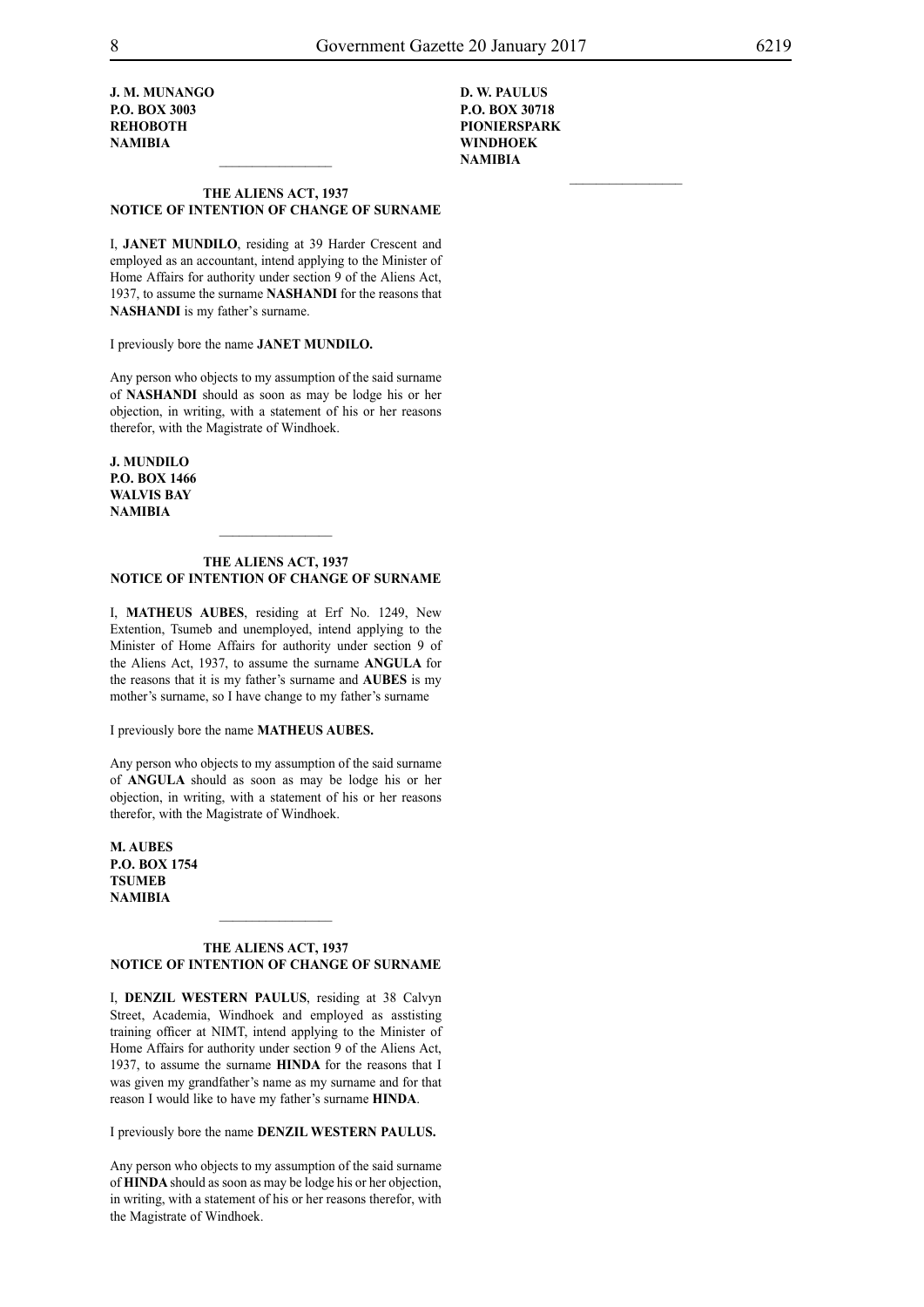**J. M. MUNANGO**
**P.O. BOX 3003**
**REHOBOTH**
**NAMIBIA**

---

**THE ALIENS ACT, 1937**
**NOTICE OF INTENTION OF CHANGE OF SURNAME**

I, **JANET MUNDILO**, residing at 39 Harder Crescent and employed as an accountant, intend applying to the Minister of Home Affairs for authority under section 9 of the Aliens Act, 1937, to assume the surname **NASHANDI** for the reasons that **NASHANDI** is my father's surname.

I previously bore the name **JANET MUNDILO.**

Any person who objects to my assumption of the said surname of **NASHANDI** should as soon as may be lodge his or her objection, in writing, with a statement of his or her reasons therefor, with the Magistrate of Windhoek.

**J. MUNDILO**
**P.O. BOX 1466**
**WALVIS BAY**
**NAMIBIA**

---

**THE ALIENS ACT, 1937**
**NOTICE OF INTENTION OF CHANGE OF SURNAME**

I, **MATHEUS AUBES**, residing at Erf No. 1249, New Extention, Tsumeb and unemployed, intend applying to the Minister of Home Affairs for authority under section 9 of the Aliens Act, 1937, to assume the surname **ANGULA** for the reasons that it is my father's surname and **AUBES** is my mother's surname, so I have change to my father's surname

I previously bore the name **MATHEUS AUBES.**

Any person who objects to my assumption of the said surname of **ANGULA** should as soon as may be lodge his or her objection, in writing, with a statement of his or her reasons therefor, with the Magistrate of Windhoek.

**M. AUBES**
**P.O. BOX 1754**
**TSUMEB**
**NAMIBIA**

---

**THE ALIENS ACT, 1937**
**NOTICE OF INTENTION OF CHANGE OF SURNAME**

I, **DENZIL WESTERN PAULUS**, residing at 38 Calvyn Street, Academia, Windhoek and employed as asstisting training officer at NIMT, intend applying to the Minister of Home Affairs for authority under section 9 of the Aliens Act, 1937, to assume the surname **HINDA** for the reasons that I was given my grandfather's name as my surname and for that reason I would like to have my father's surname **HINDA**.

I previously bore the name **DENZIL WESTERN PAULUS.**

Any person who objects to my assumption of the said surname of **HINDA** should as soon as may be lodge his or her objection, in writing, with a statement of his or her reasons therefor, with the Magistrate of Windhoek.

**D. W. PAULUS**
**P.O. BOX 30718**
**PIONIERSPARK**
**WINDHOEK**
**NAMIBIA**

---